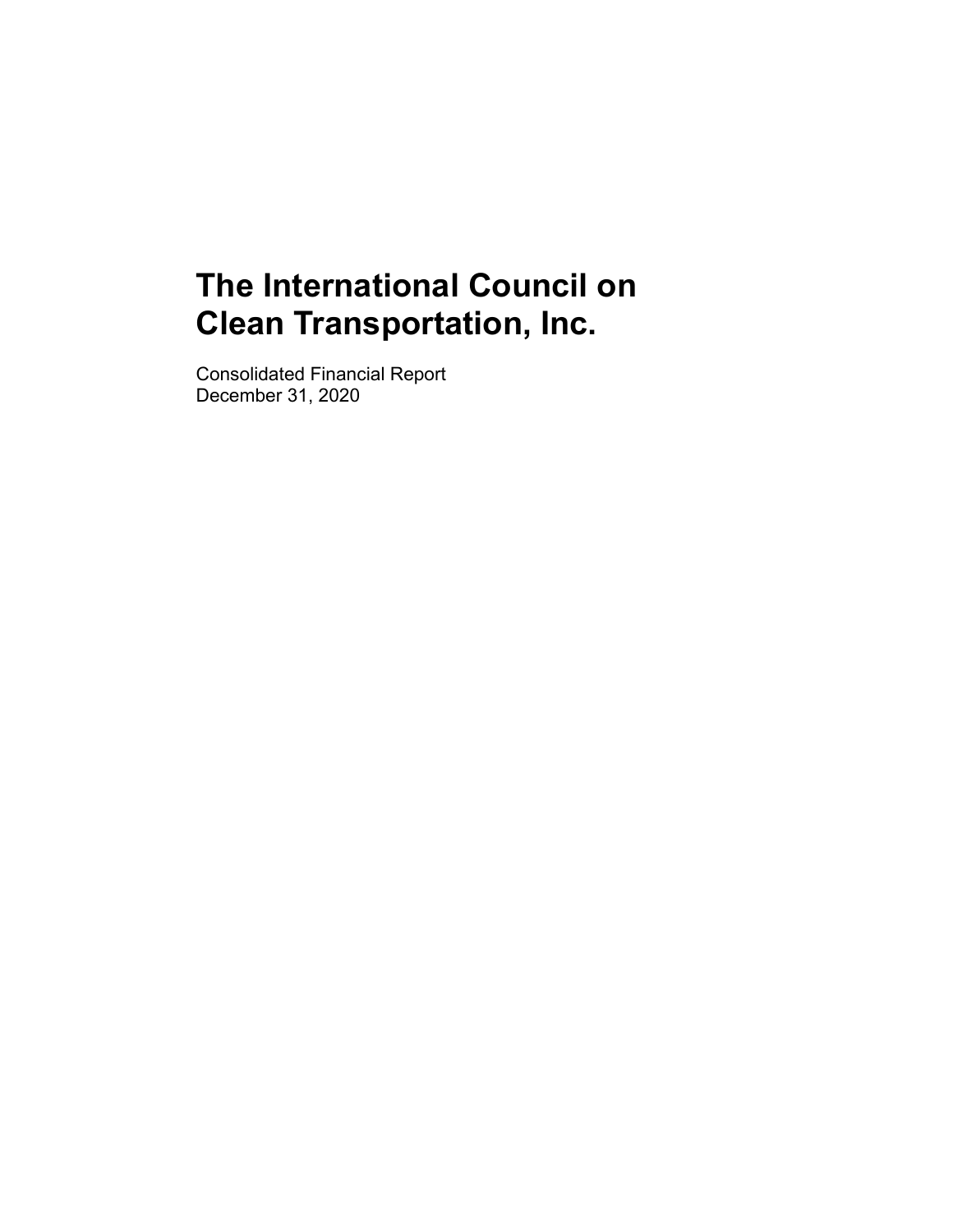# The International Council on Clean Transportation, Inc.

Consolidated Financial Report
December 31, 2020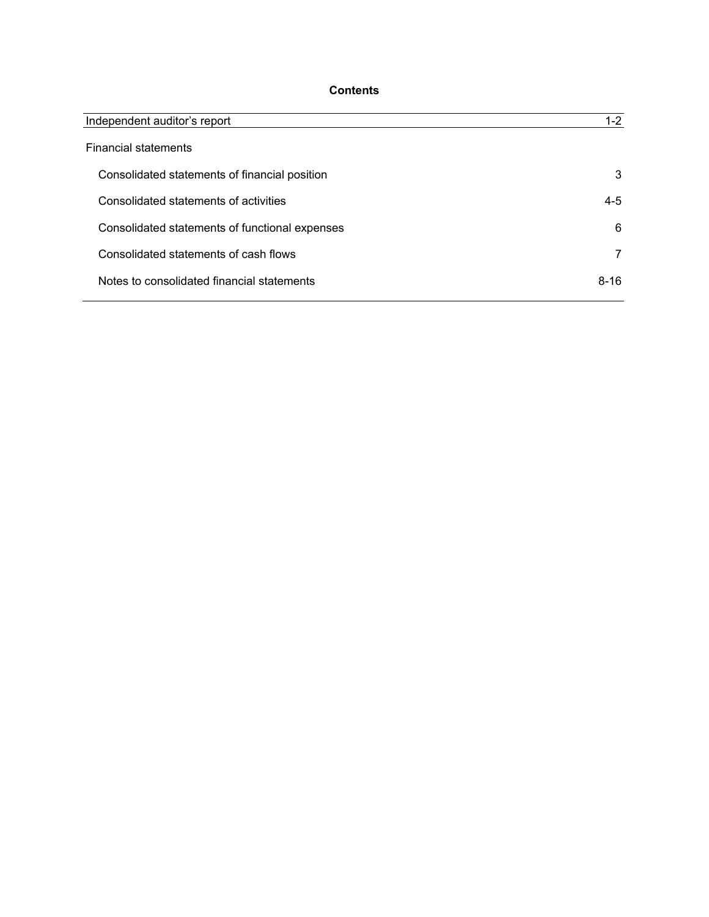# Contents

| | |
|---|---|
| Independent auditor's report | 1-2 |
| Financial statements | |
| Consolidated statements of financial position | 3 |
| Consolidated statements of activities | 4-5 |
| Consolidated statements of functional expenses | 6 |
| Consolidated statements of cash flows | 7 |
| Notes to consolidated financial statements | 8-16 |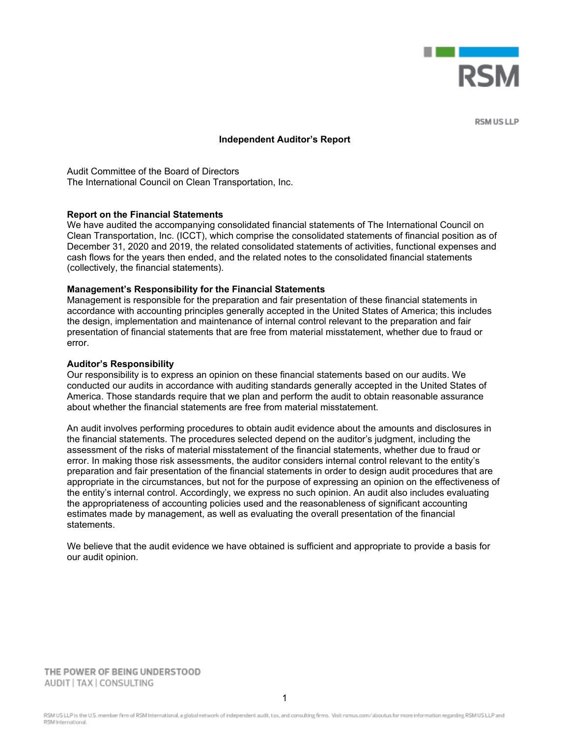RSM US LLP

# Independent Auditor's Report

Audit Committee of the Board of Directors
The International Council on Clean Transportation, Inc.

**Report on the Financial Statements**
We have audited the accompanying consolidated financial statements of The International Council on Clean Transportation, Inc. (ICCT), which comprise the consolidated statements of financial position as of December 31, 2020 and 2019, the related consolidated statements of activities, functional expenses and cash flows for the years then ended, and the related notes to the consolidated financial statements (collectively, the financial statements).

**Management's Responsibility for the Financial Statements**
Management is responsible for the preparation and fair presentation of these financial statements in accordance with accounting principles generally accepted in the United States of America; this includes the design, implementation and maintenance of internal control relevant to the preparation and fair presentation of financial statements that are free from material misstatement, whether due to fraud or error.

**Auditor's Responsibility**
Our responsibility is to express an opinion on these financial statements based on our audits. We conducted our audits in accordance with auditing standards generally accepted in the United States of America. Those standards require that we plan and perform the audit to obtain reasonable assurance about whether the financial statements are free from material misstatement.

An audit involves performing procedures to obtain audit evidence about the amounts and disclosures in the financial statements. The procedures selected depend on the auditor's judgment, including the assessment of the risks of material misstatement of the financial statements, whether due to fraud or error. In making those risk assessments, the auditor considers internal control relevant to the entity's preparation and fair presentation of the financial statements in order to design audit procedures that are appropriate in the circumstances, but not for the purpose of expressing an opinion on the effectiveness of the entity's internal control. Accordingly, we express no such opinion. An audit also includes evaluating the appropriateness of accounting policies used and the reasonableness of significant accounting estimates made by management, as well as evaluating the overall presentation of the financial statements.

We believe that the audit evidence we have obtained is sufficient and appropriate to provide a basis for our audit opinion.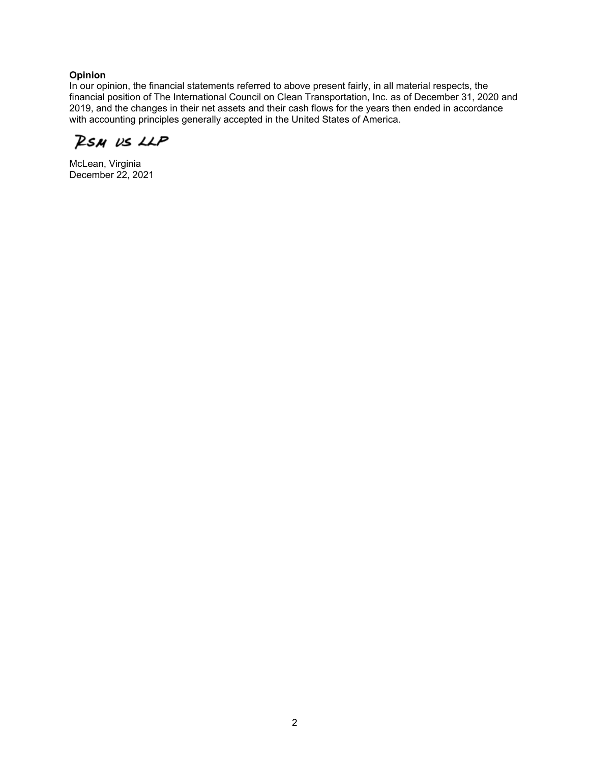**Opinion**

In our opinion, the financial statements referred to above present fairly, in all material respects, the financial position of The International Council on Clean Transportation, Inc. as of December 31, 2020 and 2019, and the changes in their net assets and their cash flows for the years then ended in accordance with accounting principles generally accepted in the United States of America.

RSM US LLP

McLean, Virginia
December 22, 2021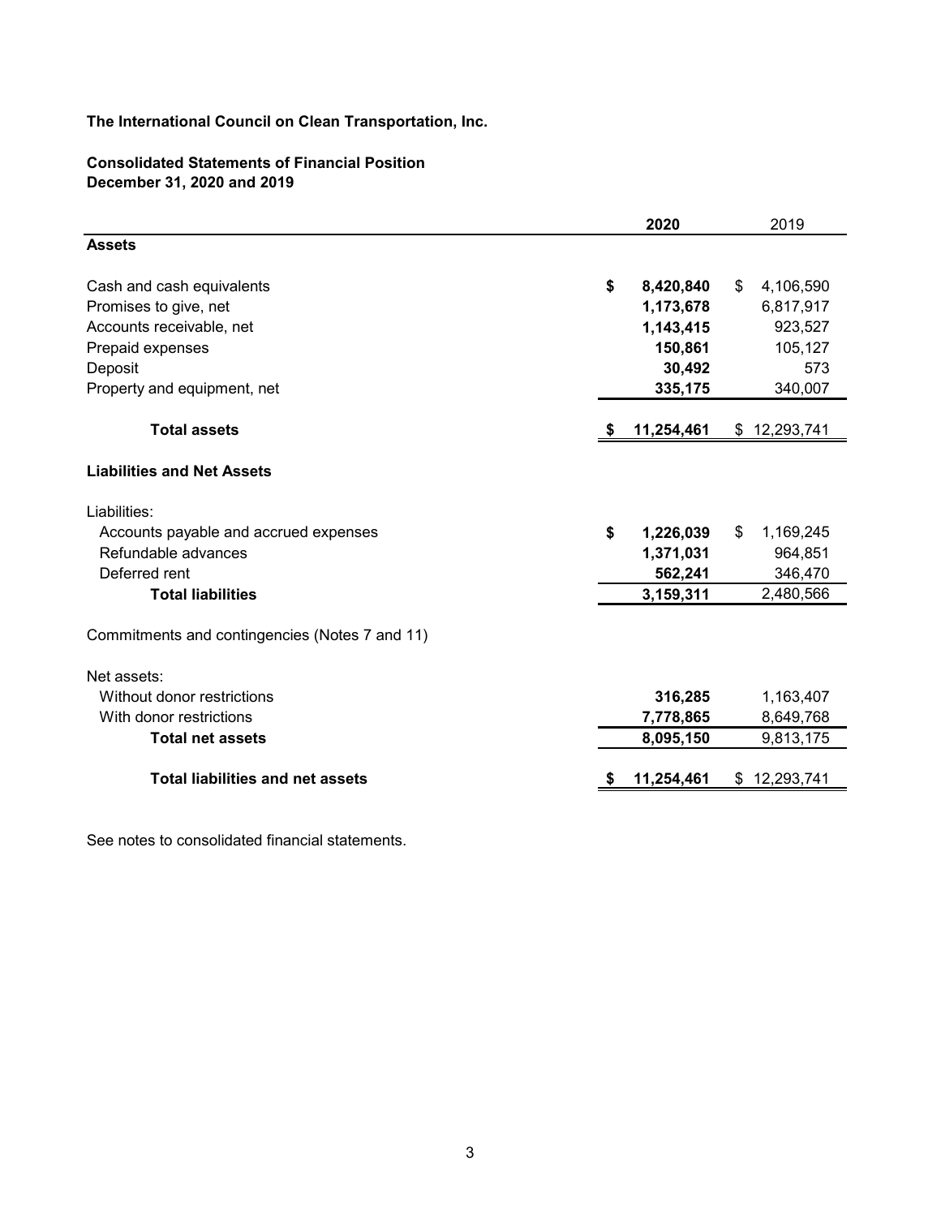**The International Council on Clean Transportation, Inc.**

**Consolidated Statements of Financial Position**
**December 31, 2020 and 2019**

| | **2020** | 2019 |
|---|---|---|
| **Assets** | | |
| Cash and cash equivalents | **$ 8,420,840** | $ 4,106,590 |
| Promises to give, net | **1,173,678** | 6,817,917 |
| Accounts receivable, net | **1,143,415** | 923,527 |
| Prepaid expenses | **150,861** | 105,127 |
| Deposit | **30,492** | 573 |
| Property and equipment, net | **335,175** | 340,007 |
| **Total assets** | **$ 11,254,461** | $ 12,293,741 |
| **Liabilities and Net Assets** | | |
| Liabilities: | | |
| Accounts payable and accrued expenses | **$ 1,226,039** | $ 1,169,245 |
| Refundable advances | **1,371,031** | 964,851 |
| Deferred rent | **562,241** | 346,470 |
| **Total liabilities** | **3,159,311** | 2,480,566 |
| Commitments and contingencies (Notes 7 and 11) | | |
| Net assets: | | |
| Without donor restrictions | **316,285** | 1,163,407 |
| With donor restrictions | **7,778,865** | 8,649,768 |
| **Total net assets** | **8,095,150** | 9,813,175 |
| **Total liabilities and net assets** | **$ 11,254,461** | $ 12,293,741 |

See notes to consolidated financial statements.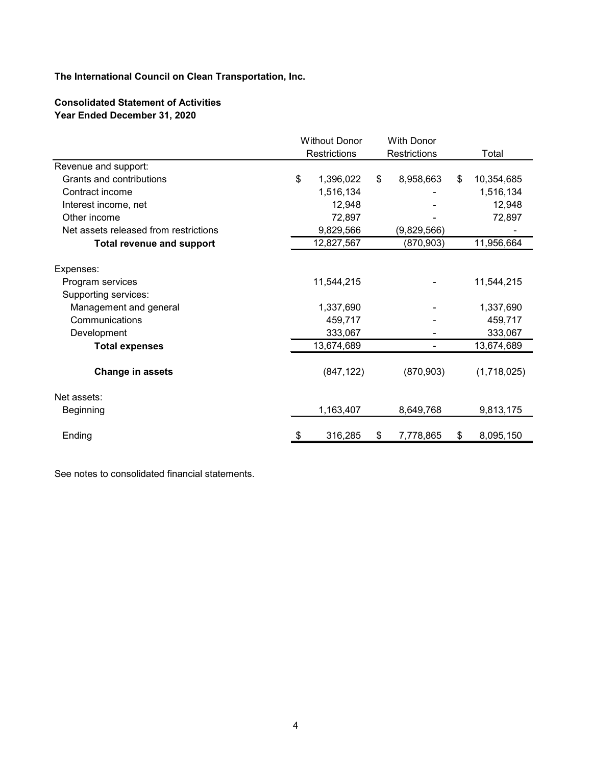**The International Council on Clean Transportation, Inc.**

**Consolidated Statement of Activities**
**Year Ended December 31, 2020**

| | Without Donor Restrictions | With Donor Restrictions | Total |
|---|---|---|---|
| Revenue and support: | | | |
| Grants and contributions | $ 1,396,022 | $ 8,958,663 | $ 10,354,685 |
| Contract income | 1,516,134 | - | 1,516,134 |
| Interest income, net | 12,948 | - | 12,948 |
| Other income | 72,897 | - | 72,897 |
| Net assets released from restrictions | 9,829,566 | (9,829,566) | - |
| **Total revenue and support** | 12,827,567 | (870,903) | 11,956,664 |
| Expenses: | | | |
| Program services | 11,544,215 | - | 11,544,215 |
| Supporting services: | | | |
| Management and general | 1,337,690 | - | 1,337,690 |
| Communications | 459,717 | - | 459,717 |
| Development | 333,067 | - | 333,067 |
| **Total expenses** | 13,674,689 | - | 13,674,689 |
| **Change in assets** | (847,122) | (870,903) | (1,718,025) |
| Net assets: | | | |
| Beginning | 1,163,407 | 8,649,768 | 9,813,175 |
| Ending | $ 316,285 | $ 7,778,865 | $ 8,095,150 |

See notes to consolidated financial statements.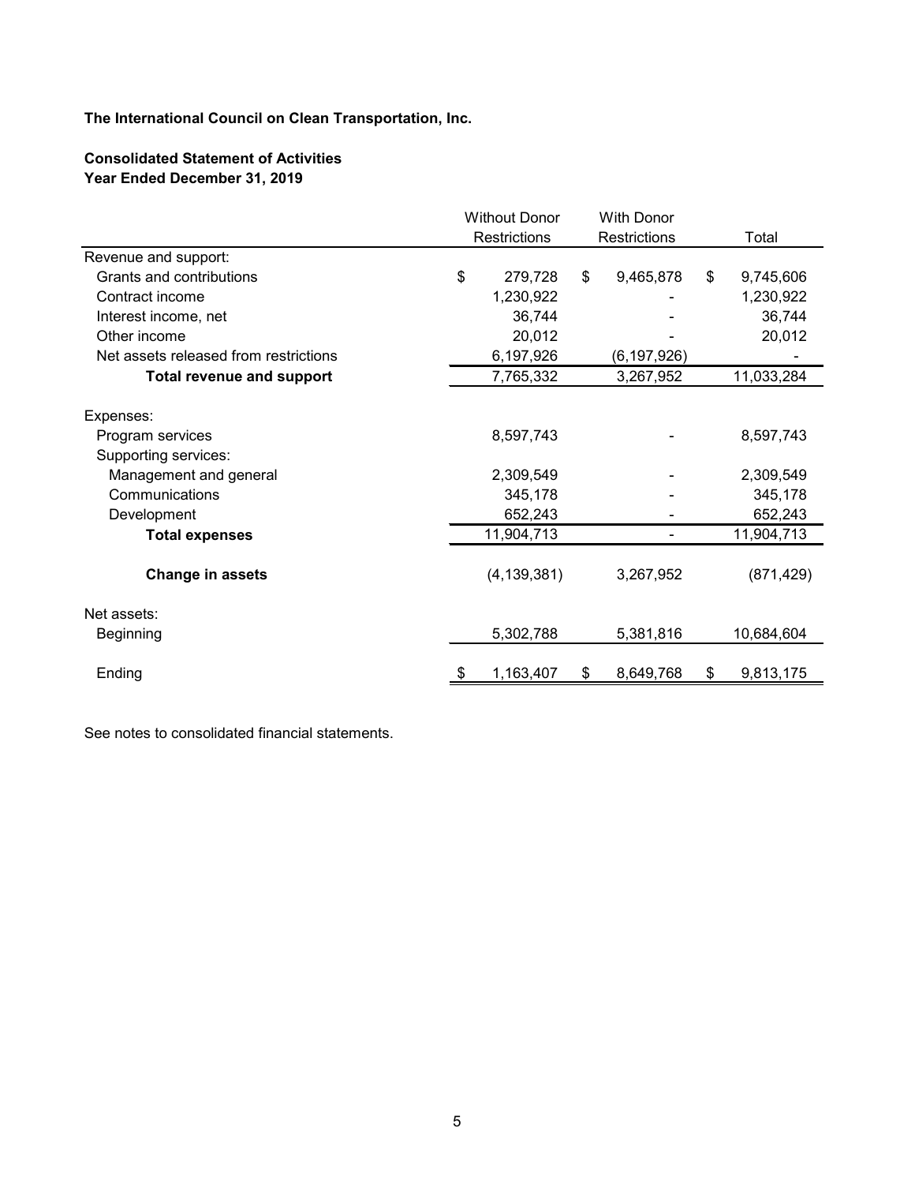**The International Council on Clean Transportation, Inc.**

**Consolidated Statement of Activities**
**Year Ended December 31, 2019**

| | Without Donor Restrictions | With Donor Restrictions | Total |
|---|---|---|---|
| Revenue and support: | | | |
| Grants and contributions | $ 279,728 | $ 9,465,878 | $ 9,745,606 |
| Contract income | 1,230,922 | - | 1,230,922 |
| Interest income, net | 36,744 | - | 36,744 |
| Other income | 20,012 | - | 20,012 |
| Net assets released from restrictions | 6,197,926 | (6,197,926) | - |
| **Total revenue and support** | 7,765,332 | 3,267,952 | 11,033,284 |
| Expenses: | | | |
| Program services | 8,597,743 | - | 8,597,743 |
| Supporting services: | | | |
| Management and general | 2,309,549 | - | 2,309,549 |
| Communications | 345,178 | - | 345,178 |
| Development | 652,243 | - | 652,243 |
| **Total expenses** | 11,904,713 | - | 11,904,713 |
| **Change in assets** | (4,139,381) | 3,267,952 | (871,429) |
| Net assets: | | | |
| Beginning | 5,302,788 | 5,381,816 | 10,684,604 |
| Ending | $ 1,163,407 | $ 8,649,768 | $ 9,813,175 |

See notes to consolidated financial statements.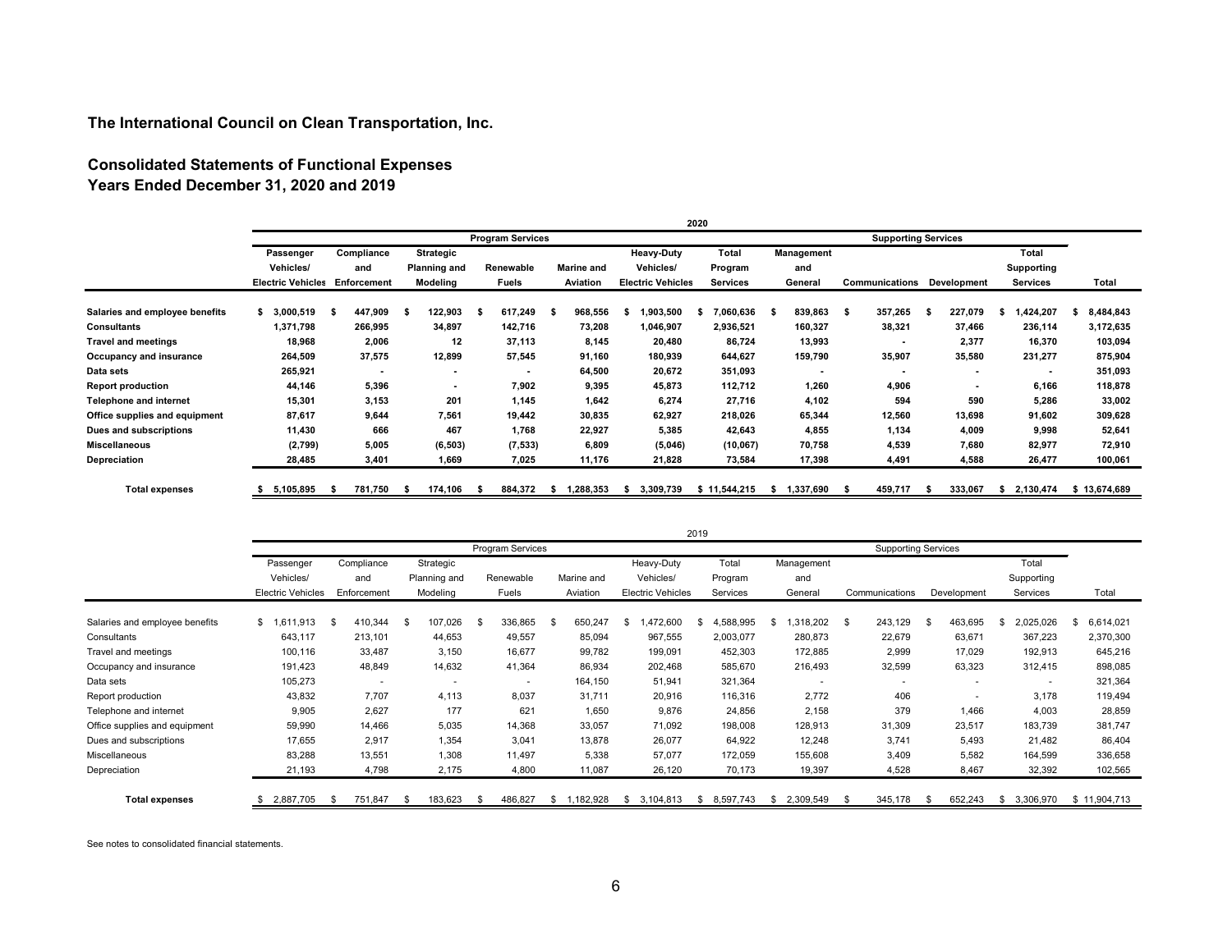# The International Council on Clean Transportation, Inc.

## Consolidated Statements of Functional Expenses
## Years Ended December 31, 2020 and 2019

**2020**

| | Program Services | | | | | | | Supporting Services | | | | |
|---|---|---|---|---|---|---|---|---|---|---|---|---|
| | Passenger Vehicles/ Electric Vehicles | Compliance and Enforcement | Strategic Planning and Modeling | Renewable Fuels | Marine and Aviation | Heavy-Duty Vehicles/ Electric Vehicles | Total Program Services | Management and General | Communications | Development | Total Supporting Services | Total |
| **Salaries and employee benefits** | $ 3,000,519 | $ 447,909 | $ 122,903 | $ 617,249 | $ 968,556 | $ 1,903,500 | $ 7,060,636 | $ 839,863 | $ 357,265 | $ 227,079 | $ 1,424,207 | $ 8,484,843 |
| **Consultants** | 1,371,798 | 266,995 | 34,897 | 142,716 | 73,208 | 1,046,907 | 2,936,521 | 160,327 | 38,321 | 37,466 | 236,114 | 3,172,635 |
| **Travel and meetings** | 18,968 | 2,006 | 12 | 37,113 | 8,145 | 20,480 | 86,724 | 13,993 | - | 2,377 | 16,370 | 103,094 |
| **Occupancy and insurance** | 264,509 | 37,575 | 12,899 | 57,545 | 91,160 | 180,939 | 644,627 | 159,790 | 35,907 | 35,580 | 231,277 | 875,904 |
| **Data sets** | 265,921 | - | - | - | 64,500 | 20,672 | 351,093 | - | - | - | - | 351,093 |
| **Report production** | 44,146 | 5,396 | - | 7,902 | 9,395 | 45,873 | 112,712 | 1,260 | 4,906 | - | 6,166 | 118,878 |
| **Telephone and internet** | 15,301 | 3,153 | 201 | 1,145 | 1,642 | 6,274 | 27,716 | 4,102 | 594 | 590 | 5,286 | 33,002 |
| **Office supplies and equipment** | 87,617 | 9,644 | 7,561 | 19,442 | 30,835 | 62,927 | 218,026 | 65,344 | 12,560 | 13,698 | 91,602 | 309,628 |
| **Dues and subscriptions** | 11,430 | 666 | 467 | 1,768 | 22,927 | 5,385 | 42,643 | 4,855 | 1,134 | 4,009 | 9,998 | 52,641 |
| **Miscellaneous** | (2,799) | 5,005 | (6,503) | (7,533) | 6,809 | (5,046) | (10,067) | 70,758 | 4,539 | 7,680 | 82,977 | 72,910 |
| **Depreciation** | 28,485 | 3,401 | 1,669 | 7,025 | 11,176 | 21,828 | 73,584 | 17,398 | 4,491 | 4,588 | 26,477 | 100,061 |
| **Total expenses** | $ 5,105,895 | $ 781,750 | $ 174,106 | $ 884,372 | $ 1,288,353 | $ 3,309,739 | $ 11,544,215 | $ 1,337,690 | $ 459,717 | $ 333,067 | $ 2,130,474 | $ 13,674,689 |

**2019**

| | Program Services | | | | | | | Supporting Services | | | | |
|---|---|---|---|---|---|---|---|---|---|---|---|---|
| | Passenger Vehicles/ Electric Vehicles | Compliance and Enforcement | Strategic Planning and Modeling | Renewable Fuels | Marine and Aviation | Heavy-Duty Vehicles/ Electric Vehicles | Total Program Services | Management and General | Communications | Development | Total Supporting Services | Total |
| Salaries and employee benefits | $ 1,611,913 | $ 410,344 | $ 107,026 | $ 336,865 | $ 650,247 | $ 1,472,600 | $ 4,588,995 | $ 1,318,202 | $ 243,129 | $ 463,695 | $ 2,025,026 | $ 6,614,021 |
| Consultants | 643,117 | 213,101 | 44,653 | 49,557 | 85,094 | 967,555 | 2,003,077 | 280,873 | 22,679 | 63,671 | 367,223 | 2,370,300 |
| Travel and meetings | 100,116 | 33,487 | 3,150 | 16,677 | 99,782 | 199,091 | 452,303 | 172,885 | 2,999 | 17,029 | 192,913 | 645,216 |
| Occupancy and insurance | 191,423 | 48,849 | 14,632 | 41,364 | 86,934 | 202,468 | 585,670 | 216,493 | 32,599 | 63,323 | 312,415 | 898,085 |
| Data sets | 105,273 | - | - | - | 164,150 | 51,941 | 321,364 | - | - | - | - | 321,364 |
| Report production | 43,832 | 7,707 | 4,113 | 8,037 | 31,711 | 20,916 | 116,316 | 2,772 | 406 | - | 3,178 | 119,494 |
| Telephone and internet | 9,905 | 2,627 | 177 | 621 | 1,650 | 9,876 | 24,856 | 2,158 | 379 | 1,466 | 4,003 | 28,859 |
| Office supplies and equipment | 59,990 | 14,466 | 5,035 | 14,368 | 33,057 | 71,092 | 198,008 | 128,913 | 31,309 | 23,517 | 183,739 | 381,747 |
| Dues and subscriptions | 17,655 | 2,917 | 1,354 | 3,041 | 13,878 | 26,077 | 64,922 | 12,248 | 3,741 | 5,493 | 21,482 | 86,404 |
| Miscellaneous | 83,288 | 13,551 | 1,308 | 11,497 | 5,338 | 57,077 | 172,059 | 155,608 | 3,409 | 5,582 | 164,599 | 336,658 |
| Depreciation | 21,193 | 4,798 | 2,175 | 4,800 | 11,087 | 26,120 | 70,173 | 19,397 | 4,528 | 8,467 | 32,392 | 102,565 |
| **Total expenses** | $ 2,887,705 | $ 751,847 | $ 183,623 | $ 486,827 | $ 1,182,928 | $ 3,104,813 | $ 8,597,743 | $ 2,309,549 | $ 345,178 | $ 652,243 | $ 3,306,970 | $ 11,904,713 |

See notes to consolidated financial statements.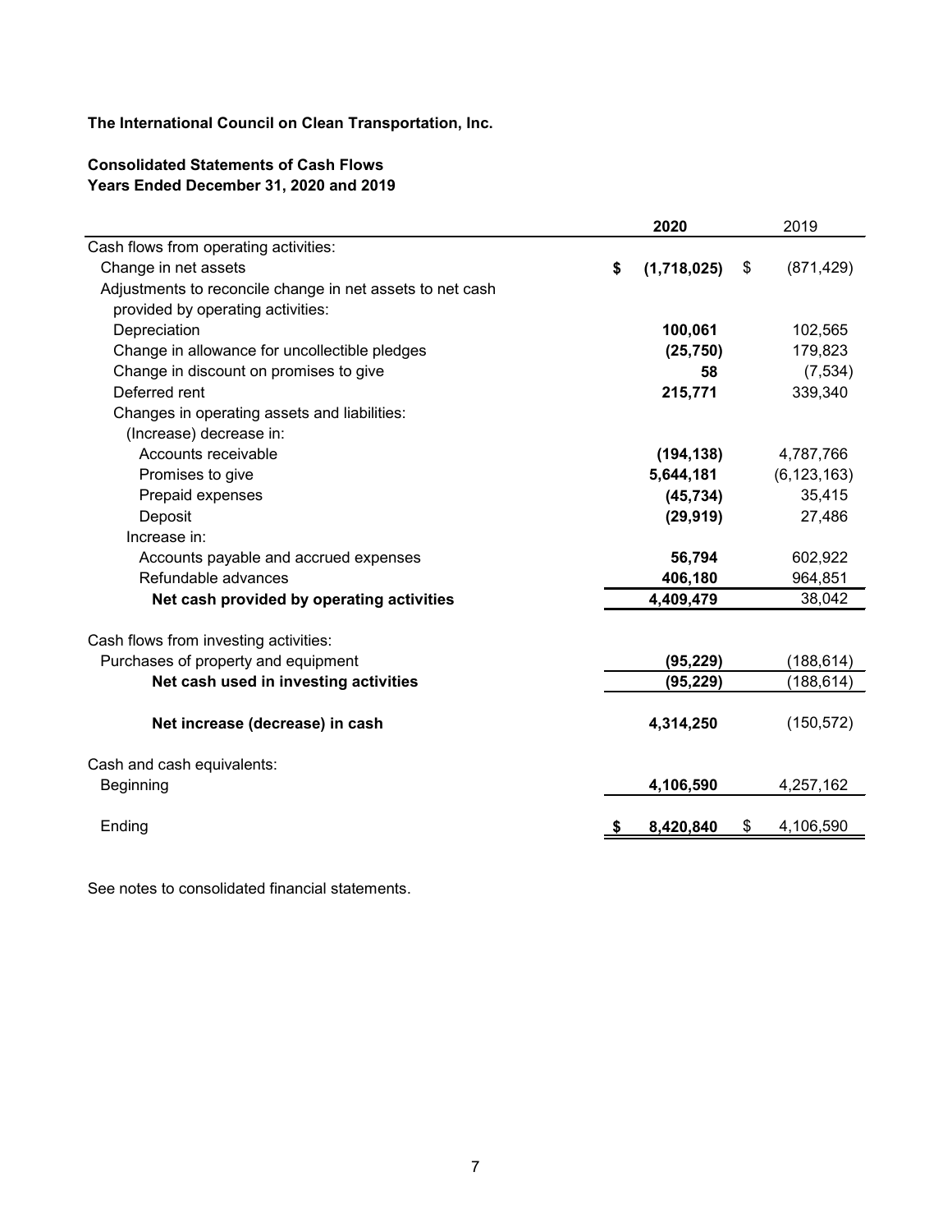**The International Council on Clean Transportation, Inc.**

**Consolidated Statements of Cash Flows**
**Years Ended December 31, 2020 and 2019**

| | **2020** | 2019 |
|---|---|---|
| Cash flows from operating activities: | | |
| Change in net assets | **$ (1,718,025)** | $ (871,429) |
| Adjustments to reconcile change in net assets to net cash provided by operating activities: | | |
| Depreciation | **100,061** | 102,565 |
| Change in allowance for uncollectible pledges | **(25,750)** | 179,823 |
| Change in discount on promises to give | **58** | (7,534) |
| Deferred rent | **215,771** | 339,340 |
| Changes in operating assets and liabilities: | | |
| (Increase) decrease in: | | |
| Accounts receivable | **(194,138)** | 4,787,766 |
| Promises to give | **5,644,181** | (6,123,163) |
| Prepaid expenses | **(45,734)** | 35,415 |
| Deposit | **(29,919)** | 27,486 |
| Increase in: | | |
| Accounts payable and accrued expenses | **56,794** | 602,922 |
| Refundable advances | **406,180** | 964,851 |
| **Net cash provided by operating activities** | **4,409,479** | 38,042 |
| | | |
| Cash flows from investing activities: | | |
| Purchases of property and equipment | **(95,229)** | (188,614) |
| **Net cash used in investing activities** | **(95,229)** | (188,614) |
| | | |
| **Net increase (decrease) in cash** | **4,314,250** | (150,572) |
| | | |
| Cash and cash equivalents: | | |
| Beginning | **4,106,590** | 4,257,162 |
| | | |
| Ending | **$ 8,420,840** | $ 4,106,590 |

See notes to consolidated financial statements.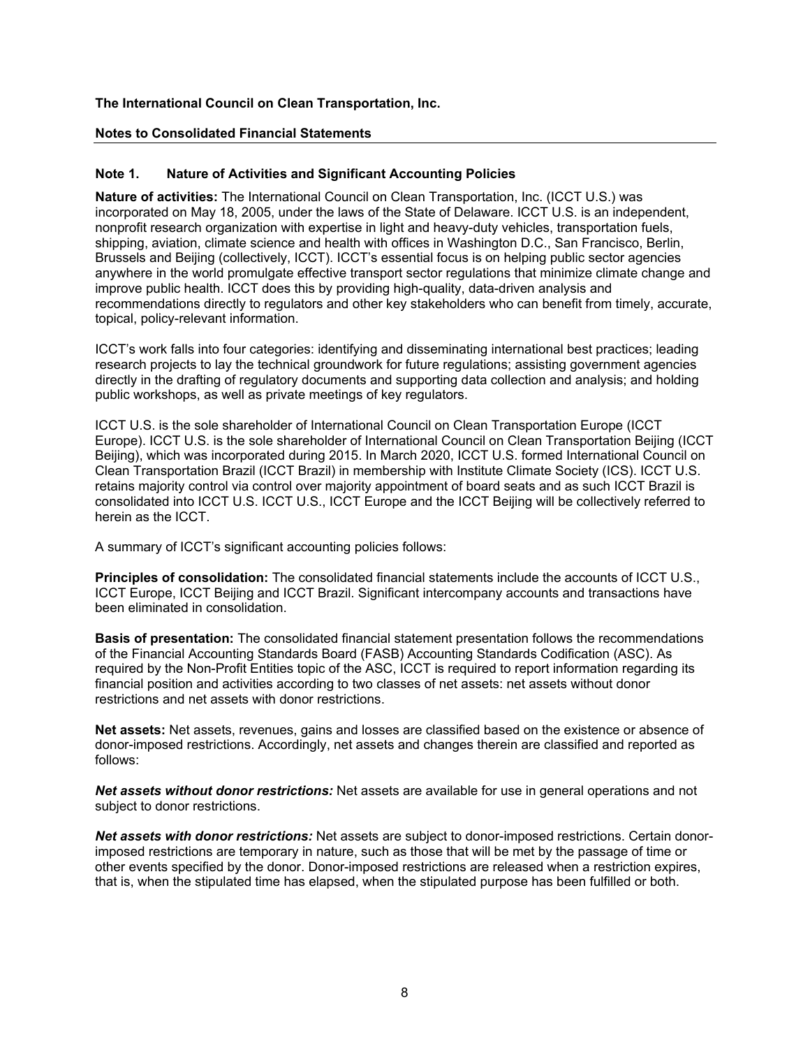**The International Council on Clean Transportation, Inc.**

**Notes to Consolidated Financial Statements**

## Note 1. Nature of Activities and Significant Accounting Policies

**Nature of activities:** The International Council on Clean Transportation, Inc. (ICCT U.S.) was incorporated on May 18, 2005, under the laws of the State of Delaware. ICCT U.S. is an independent, nonprofit research organization with expertise in light and heavy-duty vehicles, transportation fuels, shipping, aviation, climate science and health with offices in Washington D.C., San Francisco, Berlin, Brussels and Beijing (collectively, ICCT). ICCT's essential focus is on helping public sector agencies anywhere in the world promulgate effective transport sector regulations that minimize climate change and improve public health. ICCT does this by providing high-quality, data-driven analysis and recommendations directly to regulators and other key stakeholders who can benefit from timely, accurate, topical, policy-relevant information.

ICCT's work falls into four categories: identifying and disseminating international best practices; leading research projects to lay the technical groundwork for future regulations; assisting government agencies directly in the drafting of regulatory documents and supporting data collection and analysis; and holding public workshops, as well as private meetings of key regulators.

ICCT U.S. is the sole shareholder of International Council on Clean Transportation Europe (ICCT Europe). ICCT U.S. is the sole shareholder of International Council on Clean Transportation Beijing (ICCT Beijing), which was incorporated during 2015. In March 2020, ICCT U.S. formed International Council on Clean Transportation Brazil (ICCT Brazil) in membership with Institute Climate Society (ICS). ICCT U.S. retains majority control via control over majority appointment of board seats and as such ICCT Brazil is consolidated into ICCT U.S. ICCT U.S., ICCT Europe and the ICCT Beijing will be collectively referred to herein as the ICCT.

A summary of ICCT's significant accounting policies follows:

**Principles of consolidation:** The consolidated financial statements include the accounts of ICCT U.S., ICCT Europe, ICCT Beijing and ICCT Brazil. Significant intercompany accounts and transactions have been eliminated in consolidation.

**Basis of presentation:** The consolidated financial statement presentation follows the recommendations of the Financial Accounting Standards Board (FASB) Accounting Standards Codification (ASC). As required by the Non-Profit Entities topic of the ASC, ICCT is required to report information regarding its financial position and activities according to two classes of net assets: net assets without donor restrictions and net assets with donor restrictions.

**Net assets:** Net assets, revenues, gains and losses are classified based on the existence or absence of donor-imposed restrictions. Accordingly, net assets and changes therein are classified and reported as follows:

***Net assets without donor restrictions:*** Net assets are available for use in general operations and not subject to donor restrictions.

***Net assets with donor restrictions:*** Net assets are subject to donor-imposed restrictions. Certain donor-imposed restrictions are temporary in nature, such as those that will be met by the passage of time or other events specified by the donor. Donor-imposed restrictions are released when a restriction expires, that is, when the stipulated time has elapsed, when the stipulated purpose has been fulfilled or both.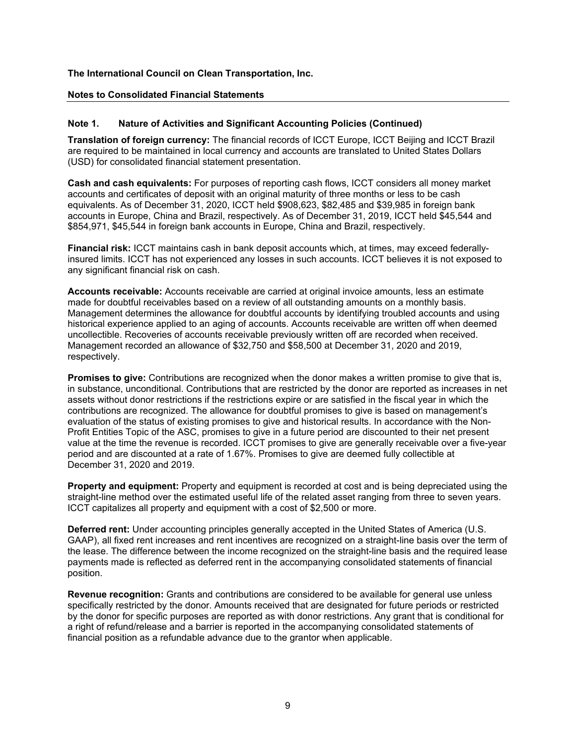**The International Council on Clean Transportation, Inc.**

**Notes to Consolidated Financial Statements**

**Note 1. Nature of Activities and Significant Accounting Policies (Continued)**

**Translation of foreign currency:** The financial records of ICCT Europe, ICCT Beijing and ICCT Brazil are required to be maintained in local currency and accounts are translated to United States Dollars (USD) for consolidated financial statement presentation.

**Cash and cash equivalents:** For purposes of reporting cash flows, ICCT considers all money market accounts and certificates of deposit with an original maturity of three months or less to be cash equivalents. As of December 31, 2020, ICCT held $908,623, $82,485 and $39,985 in foreign bank accounts in Europe, China and Brazil, respectively. As of December 31, 2019, ICCT held $45,544 and $854,971, $45,544 in foreign bank accounts in Europe, China and Brazil, respectively.

**Financial risk:** ICCT maintains cash in bank deposit accounts which, at times, may exceed federally-insured limits. ICCT has not experienced any losses in such accounts. ICCT believes it is not exposed to any significant financial risk on cash.

**Accounts receivable:** Accounts receivable are carried at original invoice amounts, less an estimate made for doubtful receivables based on a review of all outstanding amounts on a monthly basis. Management determines the allowance for doubtful accounts by identifying troubled accounts and using historical experience applied to an aging of accounts. Accounts receivable are written off when deemed uncollectible. Recoveries of accounts receivable previously written off are recorded when received. Management recorded an allowance of $32,750 and $58,500 at December 31, 2020 and 2019, respectively.

**Promises to give:** Contributions are recognized when the donor makes a written promise to give that is, in substance, unconditional. Contributions that are restricted by the donor are reported as increases in net assets without donor restrictions if the restrictions expire or are satisfied in the fiscal year in which the contributions are recognized. The allowance for doubtful promises to give is based on management's evaluation of the status of existing promises to give and historical results. In accordance with the Non-Profit Entities Topic of the ASC, promises to give in a future period are discounted to their net present value at the time the revenue is recorded. ICCT promises to give are generally receivable over a five-year period and are discounted at a rate of 1.67%. Promises to give are deemed fully collectible at December 31, 2020 and 2019.

**Property and equipment:** Property and equipment is recorded at cost and is being depreciated using the straight-line method over the estimated useful life of the related asset ranging from three to seven years. ICCT capitalizes all property and equipment with a cost of $2,500 or more.

**Deferred rent:** Under accounting principles generally accepted in the United States of America (U.S. GAAP), all fixed rent increases and rent incentives are recognized on a straight-line basis over the term of the lease. The difference between the income recognized on the straight-line basis and the required lease payments made is reflected as deferred rent in the accompanying consolidated statements of financial position.

**Revenue recognition:** Grants and contributions are considered to be available for general use unless specifically restricted by the donor. Amounts received that are designated for future periods or restricted by the donor for specific purposes are reported as with donor restrictions. Any grant that is conditional for a right of refund/release and a barrier is reported in the accompanying consolidated statements of financial position as a refundable advance due to the grantor when applicable.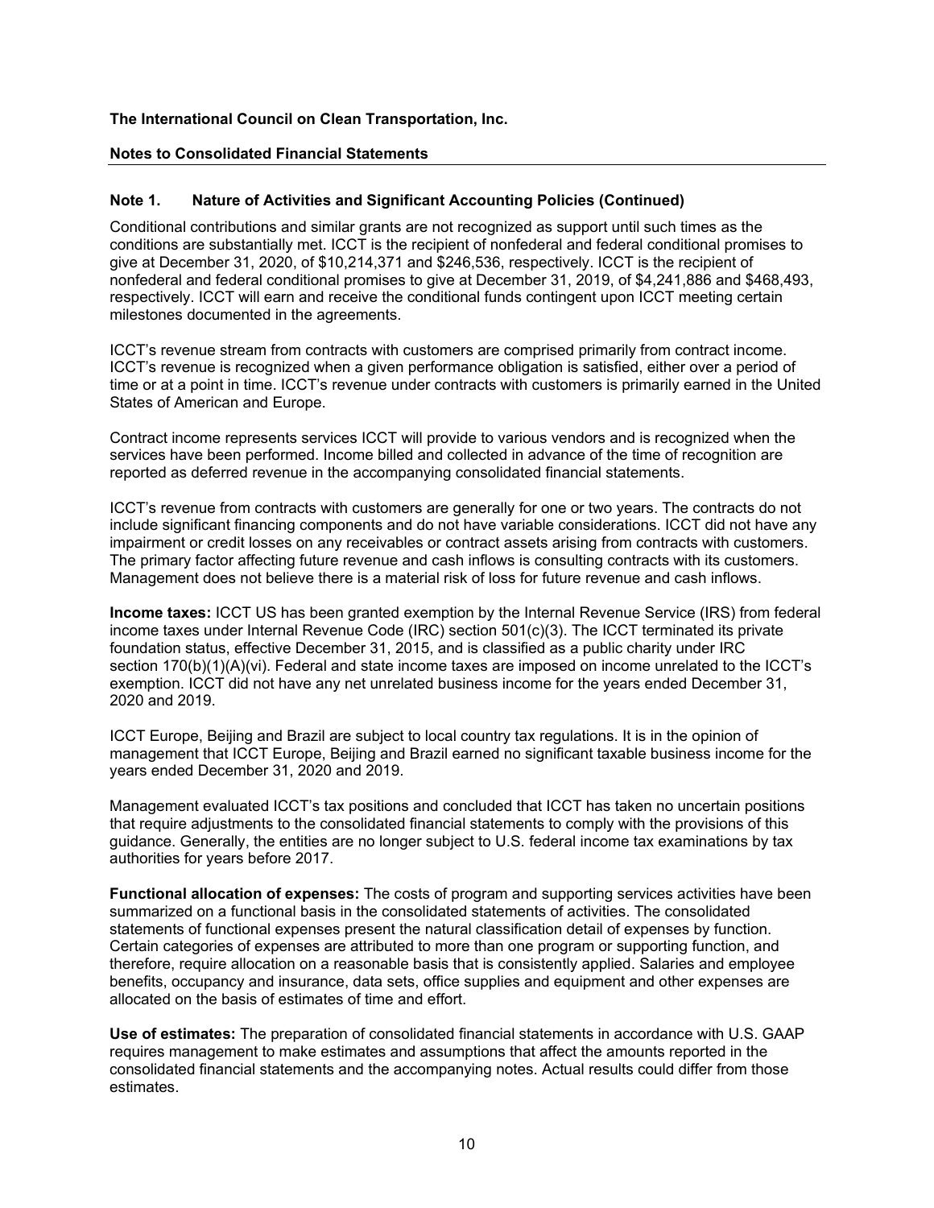**The International Council on Clean Transportation, Inc.**

**Notes to Consolidated Financial Statements**

## Note 1. Nature of Activities and Significant Accounting Policies (Continued)

Conditional contributions and similar grants are not recognized as support until such times as the conditions are substantially met. ICCT is the recipient of nonfederal and federal conditional promises to give at December 31, 2020, of $10,214,371 and $246,536, respectively. ICCT is the recipient of nonfederal and federal conditional promises to give at December 31, 2019, of $4,241,886 and $468,493, respectively. ICCT will earn and receive the conditional funds contingent upon ICCT meeting certain milestones documented in the agreements.

ICCT's revenue stream from contracts with customers are comprised primarily from contract income. ICCT's revenue is recognized when a given performance obligation is satisfied, either over a period of time or at a point in time. ICCT's revenue under contracts with customers is primarily earned in the United States of American and Europe.

Contract income represents services ICCT will provide to various vendors and is recognized when the services have been performed. Income billed and collected in advance of the time of recognition are reported as deferred revenue in the accompanying consolidated financial statements.

ICCT's revenue from contracts with customers are generally for one or two years. The contracts do not include significant financing components and do not have variable considerations. ICCT did not have any impairment or credit losses on any receivables or contract assets arising from contracts with customers. The primary factor affecting future revenue and cash inflows is consulting contracts with its customers. Management does not believe there is a material risk of loss for future revenue and cash inflows.

**Income taxes:** ICCT US has been granted exemption by the Internal Revenue Service (IRS) from federal income taxes under Internal Revenue Code (IRC) section 501(c)(3). The ICCT terminated its private foundation status, effective December 31, 2015, and is classified as a public charity under IRC section 170(b)(1)(A)(vi). Federal and state income taxes are imposed on income unrelated to the ICCT's exemption. ICCT did not have any net unrelated business income for the years ended December 31, 2020 and 2019.

ICCT Europe, Beijing and Brazil are subject to local country tax regulations. It is in the opinion of management that ICCT Europe, Beijing and Brazil earned no significant taxable business income for the years ended December 31, 2020 and 2019.

Management evaluated ICCT's tax positions and concluded that ICCT has taken no uncertain positions that require adjustments to the consolidated financial statements to comply with the provisions of this guidance. Generally, the entities are no longer subject to U.S. federal income tax examinations by tax authorities for years before 2017.

**Functional allocation of expenses:** The costs of program and supporting services activities have been summarized on a functional basis in the consolidated statements of activities. The consolidated statements of functional expenses present the natural classification detail of expenses by function. Certain categories of expenses are attributed to more than one program or supporting function, and therefore, require allocation on a reasonable basis that is consistently applied. Salaries and employee benefits, occupancy and insurance, data sets, office supplies and equipment and other expenses are allocated on the basis of estimates of time and effort.

**Use of estimates:** The preparation of consolidated financial statements in accordance with U.S. GAAP requires management to make estimates and assumptions that affect the amounts reported in the consolidated financial statements and the accompanying notes. Actual results could differ from those estimates.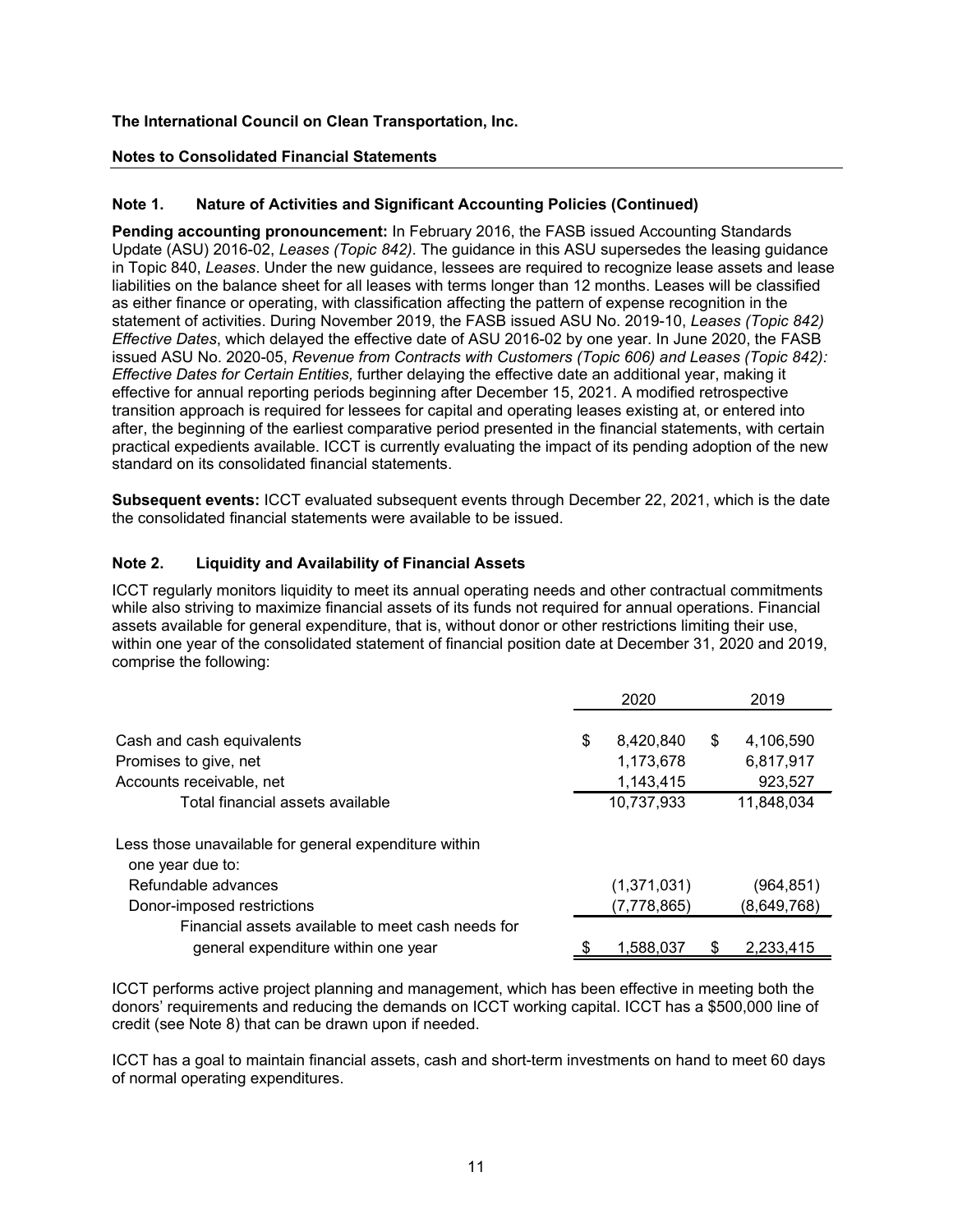**The International Council on Clean Transportation, Inc.**

**Notes to Consolidated Financial Statements**

## Note 1. Nature of Activities and Significant Accounting Policies (Continued)

**Pending accounting pronouncement:** In February 2016, the FASB issued Accounting Standards Update (ASU) 2016-02, *Leases (Topic 842)*. The guidance in this ASU supersedes the leasing guidance in Topic 840, *Leases*. Under the new guidance, lessees are required to recognize lease assets and lease liabilities on the balance sheet for all leases with terms longer than 12 months. Leases will be classified as either finance or operating, with classification affecting the pattern of expense recognition in the statement of activities. During November 2019, the FASB issued ASU No. 2019-10, *Leases (Topic 842) Effective Dates*, which delayed the effective date of ASU 2016-02 by one year. In June 2020, the FASB issued ASU No. 2020-05, *Revenue from Contracts with Customers (Topic 606) and Leases (Topic 842): Effective Dates for Certain Entities,* further delaying the effective date an additional year, making it effective for annual reporting periods beginning after December 15, 2021. A modified retrospective transition approach is required for lessees for capital and operating leases existing at, or entered into after, the beginning of the earliest comparative period presented in the financial statements, with certain practical expedients available. ICCT is currently evaluating the impact of its pending adoption of the new standard on its consolidated financial statements.

**Subsequent events:** ICCT evaluated subsequent events through December 22, 2021, which is the date the consolidated financial statements were available to be issued.

## Note 2. Liquidity and Availability of Financial Assets

ICCT regularly monitors liquidity to meet its annual operating needs and other contractual commitments while also striving to maximize financial assets of its funds not required for annual operations. Financial assets available for general expenditure, that is, without donor or other restrictions limiting their use, within one year of the consolidated statement of financial position date at December 31, 2020 and 2019, comprise the following:

| | 2020 | 2019 |
|---|---|---|
| Cash and cash equivalents | $ 8,420,840 | $ 4,106,590 |
| Promises to give, net | 1,173,678 | 6,817,917 |
| Accounts receivable, net | 1,143,415 | 923,527 |
| Total financial assets available | 10,737,933 | 11,848,034 |
| Less those unavailable for general expenditure within one year due to: | | |
| Refundable advances | (1,371,031) | (964,851) |
| Donor-imposed restrictions | (7,778,865) | (8,649,768) |
| Financial assets available to meet cash needs for general expenditure within one year | $ 1,588,037 | $ 2,233,415 |

ICCT performs active project planning and management, which has been effective in meeting both the donors' requirements and reducing the demands on ICCT working capital. ICCT has a $500,000 line of credit (see Note 8) that can be drawn upon if needed.

ICCT has a goal to maintain financial assets, cash and short-term investments on hand to meet 60 days of normal operating expenditures.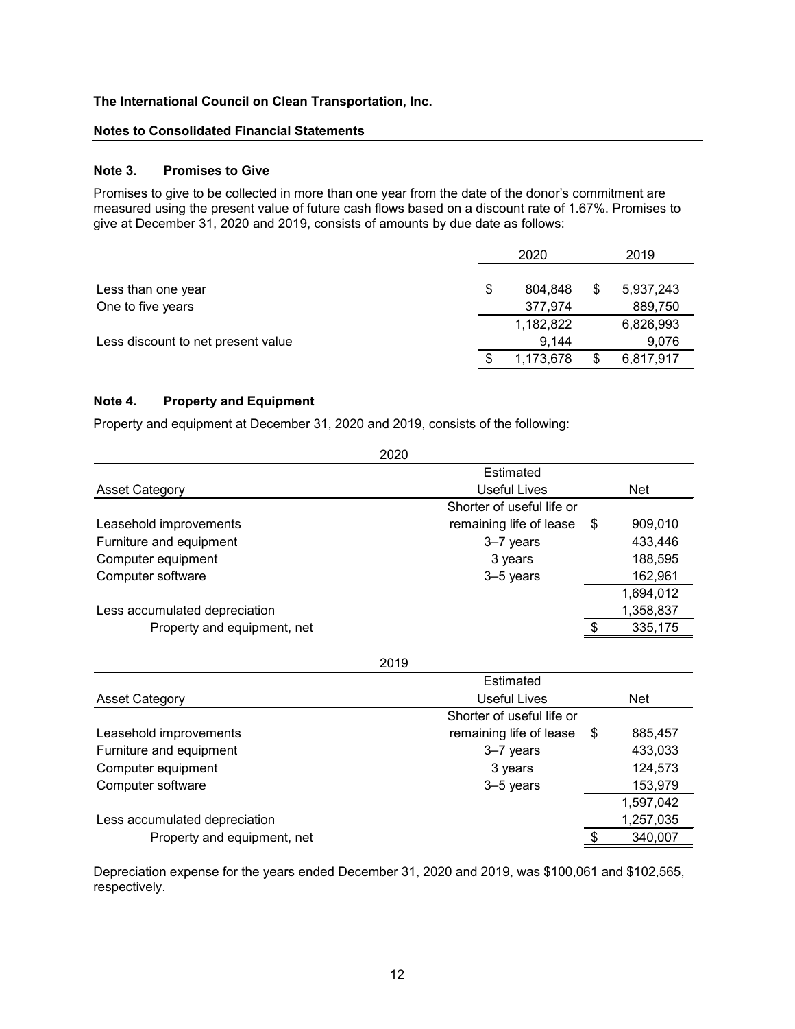**The International Council on Clean Transportation, Inc.**

**Notes to Consolidated Financial Statements**

### Note 3. Promises to Give

Promises to give to be collected in more than one year from the date of the donor's commitment are measured using the present value of future cash flows based on a discount rate of 1.67%. Promises to give at December 31, 2020 and 2019, consists of amounts by due date as follows:

| | 2020 | 2019 |
|---|---|---|
| Less than one year | $ 804,848 | $ 5,937,243 |
| One to five years | 377,974 | 889,750 |
| | 1,182,822 | 6,826,993 |
| Less discount to net present value | 9,144 | 9,076 |
| | $ 1,173,678 | $ 6,817,917 |

### Note 4. Property and Equipment

Property and equipment at December 31, 2020 and 2019, consists of the following:

**2020**

| Asset Category | Estimated Useful Lives | Net |
|---|---|---|
| Leasehold improvements | Shorter of useful life or remaining life of lease | $ 909,010 |
| Furniture and equipment | 3–7 years | 433,446 |
| Computer equipment | 3 years | 188,595 |
| Computer software | 3–5 years | 162,961 |
| | | 1,694,012 |
| Less accumulated depreciation | | 1,358,837 |
| Property and equipment, net | | $ 335,175 |

**2019**

| Asset Category | Estimated Useful Lives | Net |
|---|---|---|
| Leasehold improvements | Shorter of useful life or remaining life of lease | $ 885,457 |
| Furniture and equipment | 3–7 years | 433,033 |
| Computer equipment | 3 years | 124,573 |
| Computer software | 3–5 years | 153,979 |
| | | 1,597,042 |
| Less accumulated depreciation | | 1,257,035 |
| Property and equipment, net | | $ 340,007 |

Depreciation expense for the years ended December 31, 2020 and 2019, was $100,061 and $102,565, respectively.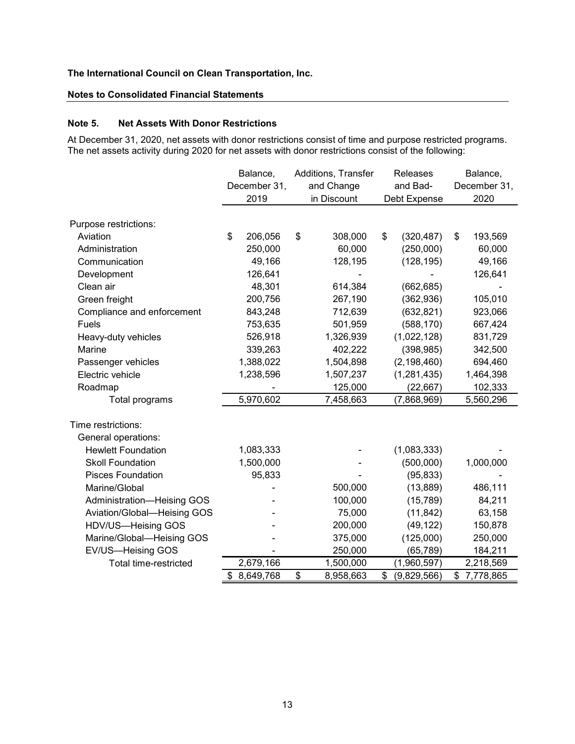**The International Council on Clean Transportation, Inc.**

**Notes to Consolidated Financial Statements**

## Note 5. Net Assets With Donor Restrictions

At December 31, 2020, net assets with donor restrictions consist of time and purpose restricted programs. The net assets activity during 2020 for net assets with donor restrictions consist of the following:

| | Balance, December 31, 2019 | Additions, Transfer and Change in Discount | Releases and Bad-Debt Expense | Balance, December 31, 2020 |
|---|---|---|---|---|
| Purpose restrictions: | | | | |
| Aviation | $ 206,056 | $ 308,000 | $ (320,487) | $ 193,569 |
| Administration | 250,000 | 60,000 | (250,000) | 60,000 |
| Communication | 49,166 | 128,195 | (128,195) | 49,166 |
| Development | 126,641 | - | - | 126,641 |
| Clean air | 48,301 | 614,384 | (662,685) | - |
| Green freight | 200,756 | 267,190 | (362,936) | 105,010 |
| Compliance and enforcement | 843,248 | 712,639 | (632,821) | 923,066 |
| Fuels | 753,635 | 501,959 | (588,170) | 667,424 |
| Heavy-duty vehicles | 526,918 | 1,326,939 | (1,022,128) | 831,729 |
| Marine | 339,263 | 402,222 | (398,985) | 342,500 |
| Passenger vehicles | 1,388,022 | 1,504,898 | (2,198,460) | 694,460 |
| Electric vehicle | 1,238,596 | 1,507,237 | (1,281,435) | 1,464,398 |
| Roadmap | - | 125,000 | (22,667) | 102,333 |
| Total programs | 5,970,602 | 7,458,663 | (7,868,969) | 5,560,296 |
| Time restrictions: | | | | |
| General operations: | | | | |
| Hewlett Foundation | 1,083,333 | - | (1,083,333) | - |
| Skoll Foundation | 1,500,000 | - | (500,000) | 1,000,000 |
| Pisces Foundation | 95,833 | - | (95,833) | - |
| Marine/Global | - | 500,000 | (13,889) | 486,111 |
| Administration—Heising GOS | - | 100,000 | (15,789) | 84,211 |
| Aviation/Global—Heising GOS | - | 75,000 | (11,842) | 63,158 |
| HDV/US—Heising GOS | - | 200,000 | (49,122) | 150,878 |
| Marine/Global—Heising GOS | - | 375,000 | (125,000) | 250,000 |
| EV/US—Heising GOS | - | 250,000 | (65,789) | 184,211 |
| Total time-restricted | 2,679,166 | 1,500,000 | (1,960,597) | 2,218,569 |
| | $ 8,649,768 | $ 8,958,663 | $ (9,829,566) | $ 7,778,865 |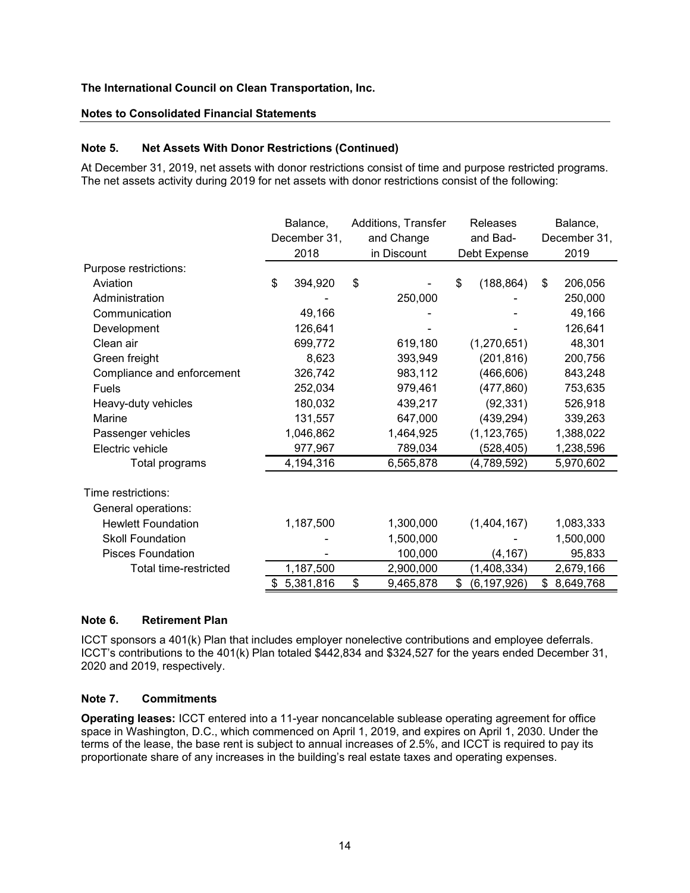**The International Council on Clean Transportation, Inc.**

**Notes to Consolidated Financial Statements**

### Note 5. Net Assets With Donor Restrictions (Continued)

At December 31, 2019, net assets with donor restrictions consist of time and purpose restricted programs. The net assets activity during 2019 for net assets with donor restrictions consist of the following:

| | Balance, December 31, 2018 | Additions, Transfer and Change in Discount | Releases and Bad-Debt Expense | Balance, December 31, 2019 |
|---|---|---|---|---|
| Purpose restrictions: | | | | |
| Aviation | $ 394,920 | $ - | $ (188,864) | $ 206,056 |
| Administration | - | 250,000 | - | 250,000 |
| Communication | 49,166 | - | - | 49,166 |
| Development | 126,641 | - | - | 126,641 |
| Clean air | 699,772 | 619,180 | (1,270,651) | 48,301 |
| Green freight | 8,623 | 393,949 | (201,816) | 200,756 |
| Compliance and enforcement | 326,742 | 983,112 | (466,606) | 843,248 |
| Fuels | 252,034 | 979,461 | (477,860) | 753,635 |
| Heavy-duty vehicles | 180,032 | 439,217 | (92,331) | 526,918 |
| Marine | 131,557 | 647,000 | (439,294) | 339,263 |
| Passenger vehicles | 1,046,862 | 1,464,925 | (1,123,765) | 1,388,022 |
| Electric vehicle | 977,967 | 789,034 | (528,405) | 1,238,596 |
| Total programs | 4,194,316 | 6,565,878 | (4,789,592) | 5,970,602 |
| Time restrictions: | | | | |
| General operations: | | | | |
| Hewlett Foundation | 1,187,500 | 1,300,000 | (1,404,167) | 1,083,333 |
| Skoll Foundation | - | 1,500,000 | - | 1,500,000 |
| Pisces Foundation | - | 100,000 | (4,167) | 95,833 |
| Total time-restricted | 1,187,500 | 2,900,000 | (1,408,334) | 2,679,166 |
| | $ 5,381,816 | $ 9,465,878 | $ (6,197,926) | $ 8,649,768 |

### Note 6. Retirement Plan

ICCT sponsors a 401(k) Plan that includes employer nonelective contributions and employee deferrals. ICCT's contributions to the 401(k) Plan totaled $442,834 and $324,527 for the years ended December 31, 2020 and 2019, respectively.

### Note 7. Commitments

**Operating leases:** ICCT entered into a 11-year noncancelable sublease operating agreement for office space in Washington, D.C., which commenced on April 1, 2019, and expires on April 1, 2030. Under the terms of the lease, the base rent is subject to annual increases of 2.5%, and ICCT is required to pay its proportionate share of any increases in the building's real estate taxes and operating expenses.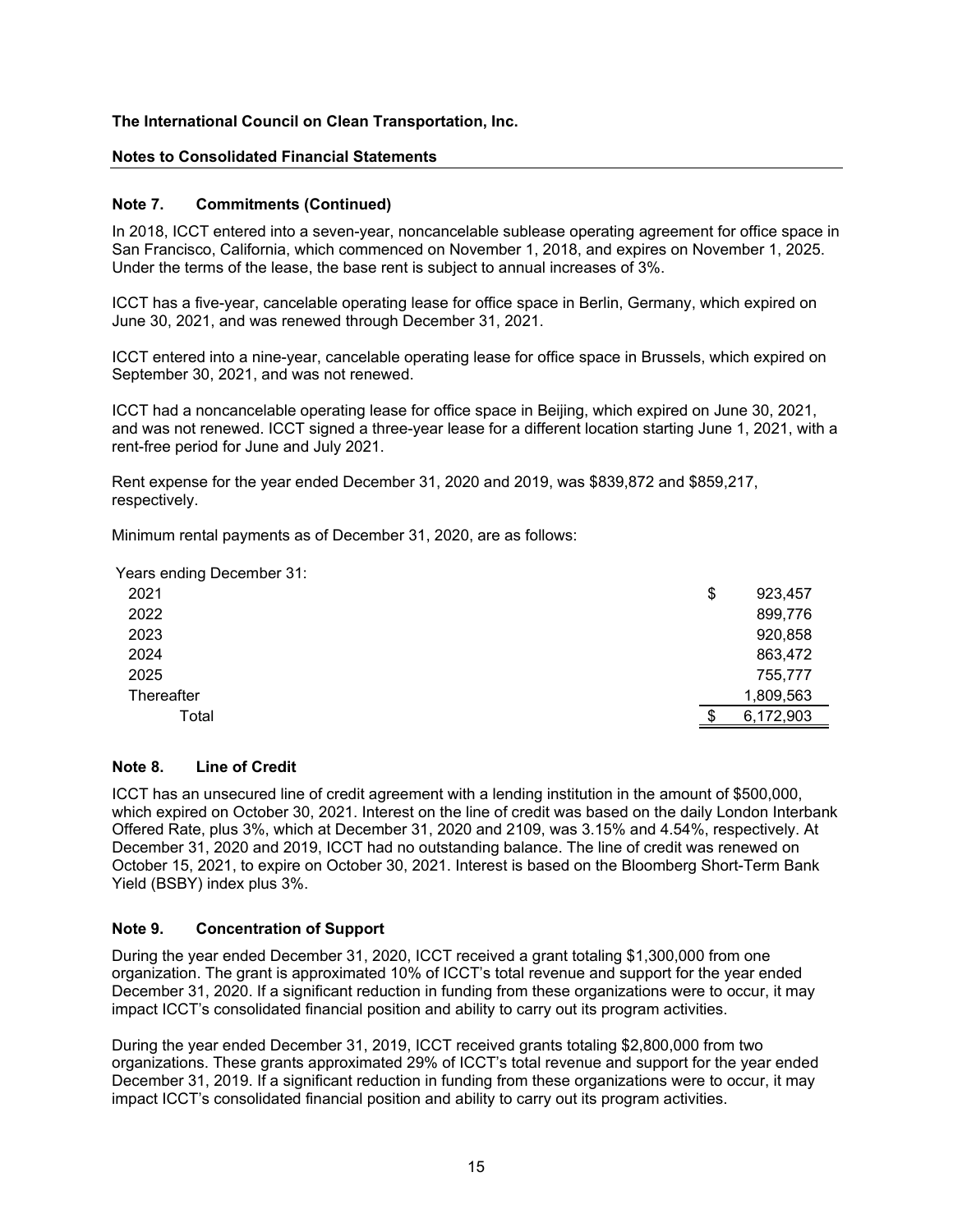**The International Council on Clean Transportation, Inc.**

**Notes to Consolidated Financial Statements**

### Note 7. Commitments (Continued)

In 2018, ICCT entered into a seven-year, noncancelable sublease operating agreement for office space in San Francisco, California, which commenced on November 1, 2018, and expires on November 1, 2025. Under the terms of the lease, the base rent is subject to annual increases of 3%.

ICCT has a five-year, cancelable operating lease for office space in Berlin, Germany, which expired on June 30, 2021, and was renewed through December 31, 2021.

ICCT entered into a nine-year, cancelable operating lease for office space in Brussels, which expired on September 30, 2021, and was not renewed.

ICCT had a noncancelable operating lease for office space in Beijing, which expired on June 30, 2021, and was not renewed. ICCT signed a three-year lease for a different location starting June 1, 2021, with a rent-free period for June and July 2021.

Rent expense for the year ended December 31, 2020 and 2019, was $839,872 and $859,217, respectively.

Minimum rental payments as of December 31, 2020, are as follows:

| Years ending December 31: | |
|---|---|
| 2021 | $ 923,457 |
| 2022 | 899,776 |
| 2023 | 920,858 |
| 2024 | 863,472 |
| 2025 | 755,777 |
| Thereafter | 1,809,563 |
| Total | $ 6,172,903 |

### Note 8. Line of Credit

ICCT has an unsecured line of credit agreement with a lending institution in the amount of $500,000, which expired on October 30, 2021. Interest on the line of credit was based on the daily London Interbank Offered Rate, plus 3%, which at December 31, 2020 and 2109, was 3.15% and 4.54%, respectively. At December 31, 2020 and 2019, ICCT had no outstanding balance. The line of credit was renewed on October 15, 2021, to expire on October 30, 2021. Interest is based on the Bloomberg Short-Term Bank Yield (BSBY) index plus 3%.

### Note 9. Concentration of Support

During the year ended December 31, 2020, ICCT received a grant totaling $1,300,000 from one organization. The grant is approximated 10% of ICCT's total revenue and support for the year ended December 31, 2020. If a significant reduction in funding from these organizations were to occur, it may impact ICCT's consolidated financial position and ability to carry out its program activities.

During the year ended December 31, 2019, ICCT received grants totaling $2,800,000 from two organizations. These grants approximated 29% of ICCT's total revenue and support for the year ended December 31, 2019. If a significant reduction in funding from these organizations were to occur, it may impact ICCT's consolidated financial position and ability to carry out its program activities.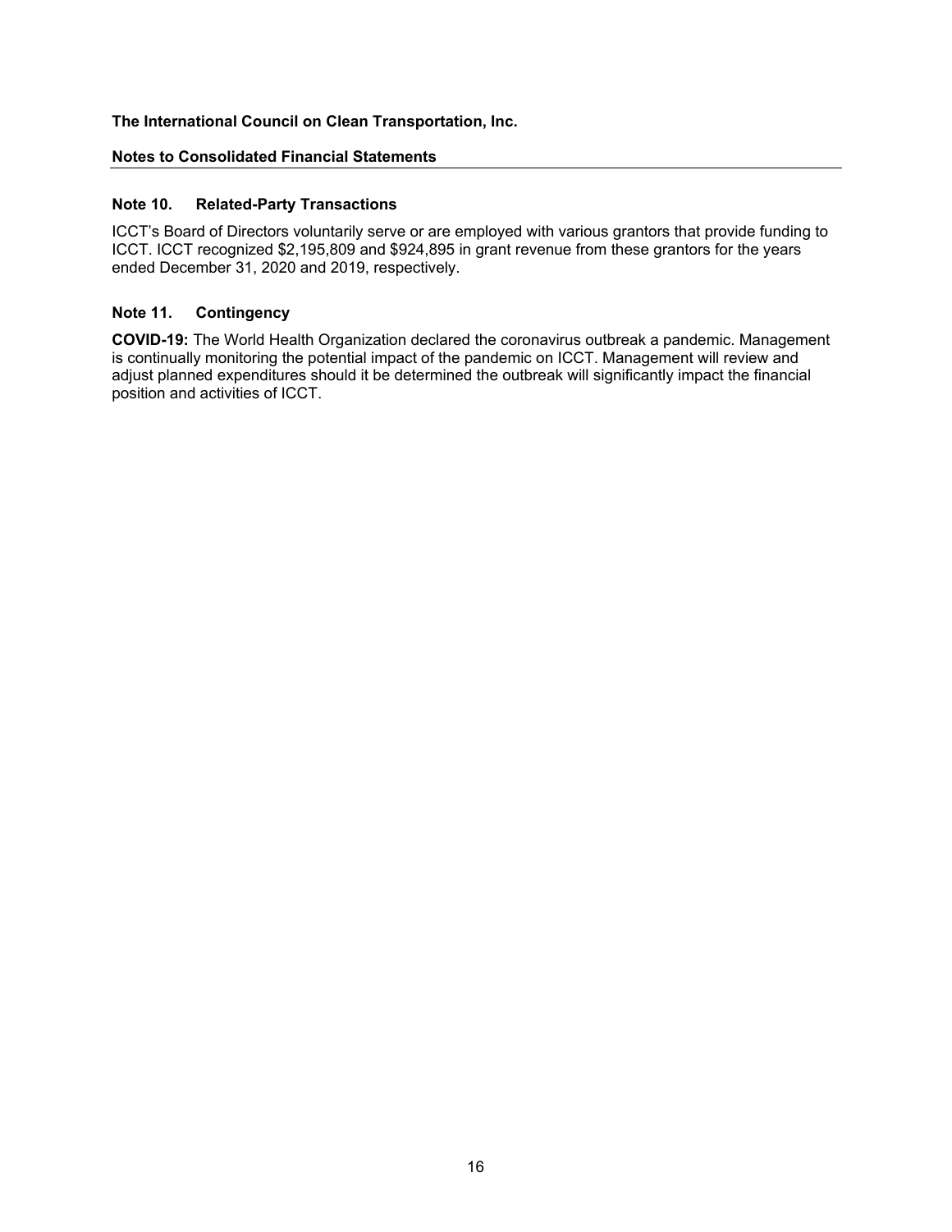**The International Council on Clean Transportation, Inc.**

**Notes to Consolidated Financial Statements**

### Note 10. Related-Party Transactions

ICCT's Board of Directors voluntarily serve or are employed with various grantors that provide funding to ICCT. ICCT recognized $2,195,809 and $924,895 in grant revenue from these grantors for the years ended December 31, 2020 and 2019, respectively.

### Note 11. Contingency

**COVID-19:** The World Health Organization declared the coronavirus outbreak a pandemic. Management is continually monitoring the potential impact of the pandemic on ICCT. Management will review and adjust planned expenditures should it be determined the outbreak will significantly impact the financial position and activities of ICCT.